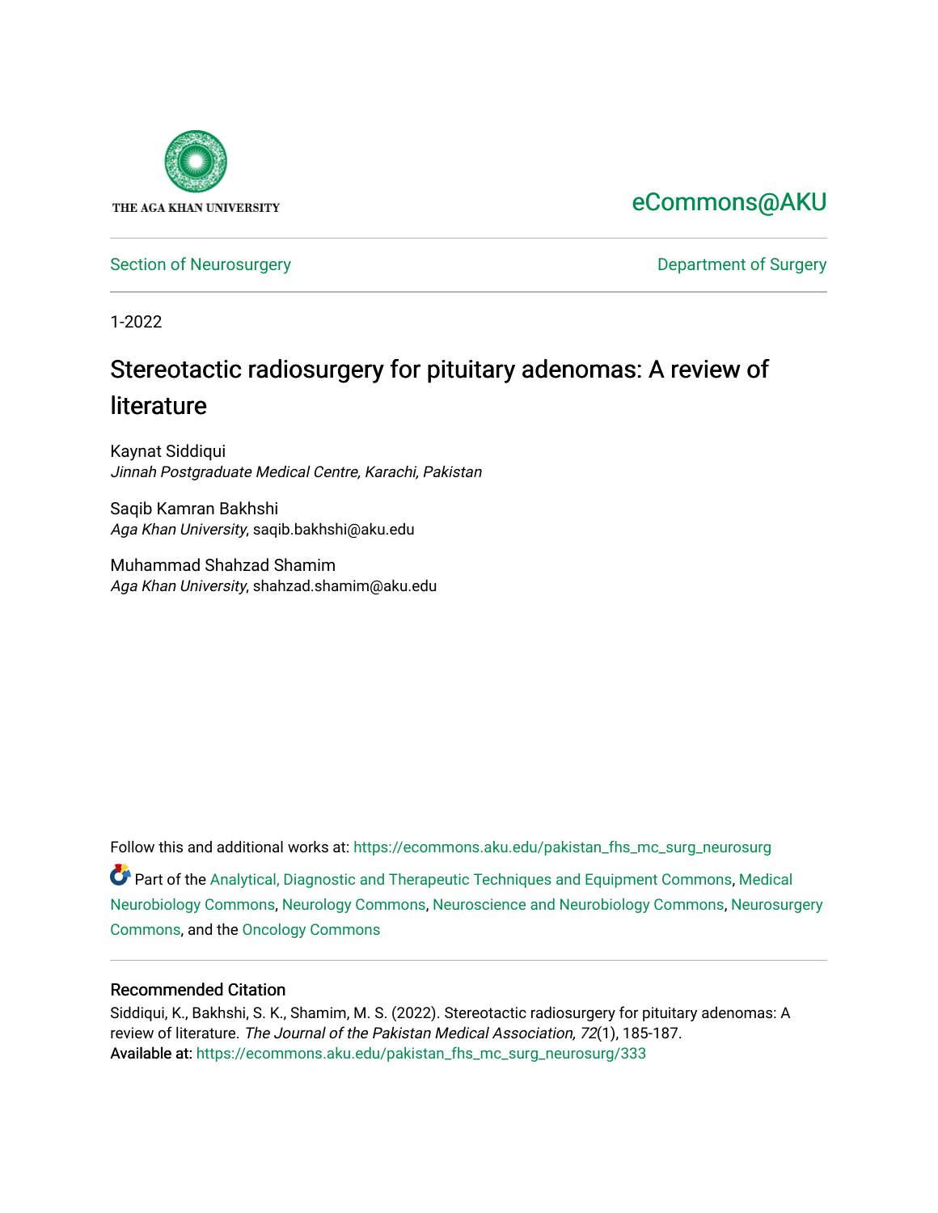THE AGA KHAN UNIVERSITY

eCommons@AKU

Section of Neurosurgery | Department of Surgery

1-2022

# Stereotactic radiosurgery for pituitary adenomas: A review of literature

Kaynat Siddiqui
*Jinnah Postgraduate Medical Centre, Karachi, Pakistan*

Saqib Kamran Bakhshi
*Aga Khan University*, saqib.bakhshi@aku.edu

Muhammad Shahzad Shamim
*Aga Khan University*, shahzad.shamim@aku.edu

Follow this and additional works at: https://ecommons.aku.edu/pakistan_fhs_mc_surg_neurosurg

Part of the Analytical, Diagnostic and Therapeutic Techniques and Equipment Commons, Medical Neurobiology Commons, Neurology Commons, Neuroscience and Neurobiology Commons, Neurosurgery Commons, and the Oncology Commons

## Recommended Citation

Siddiqui, K., Bakhshi, S. K., Shamim, M. S. (2022). Stereotactic radiosurgery for pituitary adenomas: A review of literature. *The Journal of the Pakistan Medical Association, 72*(1), 185-187.
Available at: https://ecommons.aku.edu/pakistan_fhs_mc_surg_neurosurg/333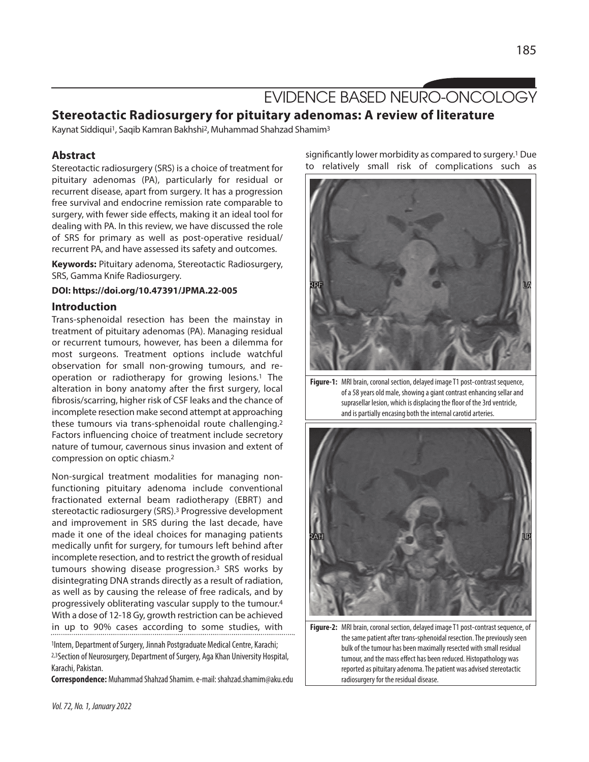# EVIDENCE BASED NEURO-ONCOLOGY

## Stereotactic Radiosurgery for pituitary adenomas: A review of literature

Kaynat Siddiqui[1], Saqib Kamran Bakhshi[2], Muhammad Shahzad Shamim[3]

### Abstract

Stereotactic radiosurgery (SRS) is a choice of treatment for pituitary adenomas (PA), particularly for residual or recurrent disease, apart from surgery. It has a progression free survival and endocrine remission rate comparable to surgery, with fewer side effects, making it an ideal tool for dealing with PA. In this review, we have discussed the role of SRS for primary as well as post-operative residual/recurrent PA, and have assessed its safety and outcomes.

**Keywords:** Pituitary adenoma, Stereotactic Radiosurgery, SRS, Gamma Knife Radiosurgery.

**DOI: https://doi.org/10.47391/JPMA.22-005**

### Introduction

Trans-sphenoidal resection has been the mainstay in treatment of pituitary adenomas (PA). Managing residual or recurrent tumours, however, has been a dilemma for most surgeons. Treatment options include watchful observation for small non-growing tumours, and re-operation or radiotherapy for growing lesions.[1] The alteration in bony anatomy after the first surgery, local fibrosis/scarring, higher risk of CSF leaks and the chance of incomplete resection make second attempt at approaching these tumours via trans-sphenoidal route challenging.[2] Factors influencing choice of treatment include secretory nature of tumour, cavernous sinus invasion and extent of compression on optic chiasm.[2]

Non-surgical treatment modalities for managing non-functioning pituitary adenoma include conventional fractionated external beam radiotherapy (EBRT) and stereotactic radiosurgery (SRS).[3] Progressive development and improvement in SRS during the last decade, have made it one of the ideal choices for managing patients medically unfit for surgery, for tumours left behind after incomplete resection, and to restrict the growth of residual tumours showing disease progression.[3] SRS works by disintegrating DNA strands directly as a result of radiation, as well as by causing the release of free radicals, and by progressively obliterating vascular supply to the tumour.[4] With a dose of 12-18 Gy, growth restriction can be achieved in up to 90% cases according to some studies, with significantly lower morbidity as compared to surgery.[1] Due to relatively small risk of complications such as

[1]Intern, Department of Surgery, Jinnah Postgraduate Medical Centre, Karachi; [2,3]Section of Neurosurgery, Department of Surgery, Aga Khan University Hospital, Karachi, Pakistan.

**Correspondence:** Muhammad Shahzad Shamim. e-mail: shahzad.shamim@aku.edu

**Figure-1:** MRI brain, coronal section, delayed image T1 post-contrast sequence, of a 58 years old male, showing a giant contrast enhancing sellar and suprasellar lesion, which is displacing the floor of the 3rd ventricle, and is partially encasing both the internal carotid arteries.

**Figure-2:** MRI brain, coronal section, delayed image T1 post-contrast sequence, of the same patient after trans-sphenoidal resection. The previously seen bulk of the tumour has been maximally resected with small residual tumour, and the mass effect has been reduced. Histopathology was reported as pituitary adenoma. The patient was advised stereotactic radiosurgery for the residual disease.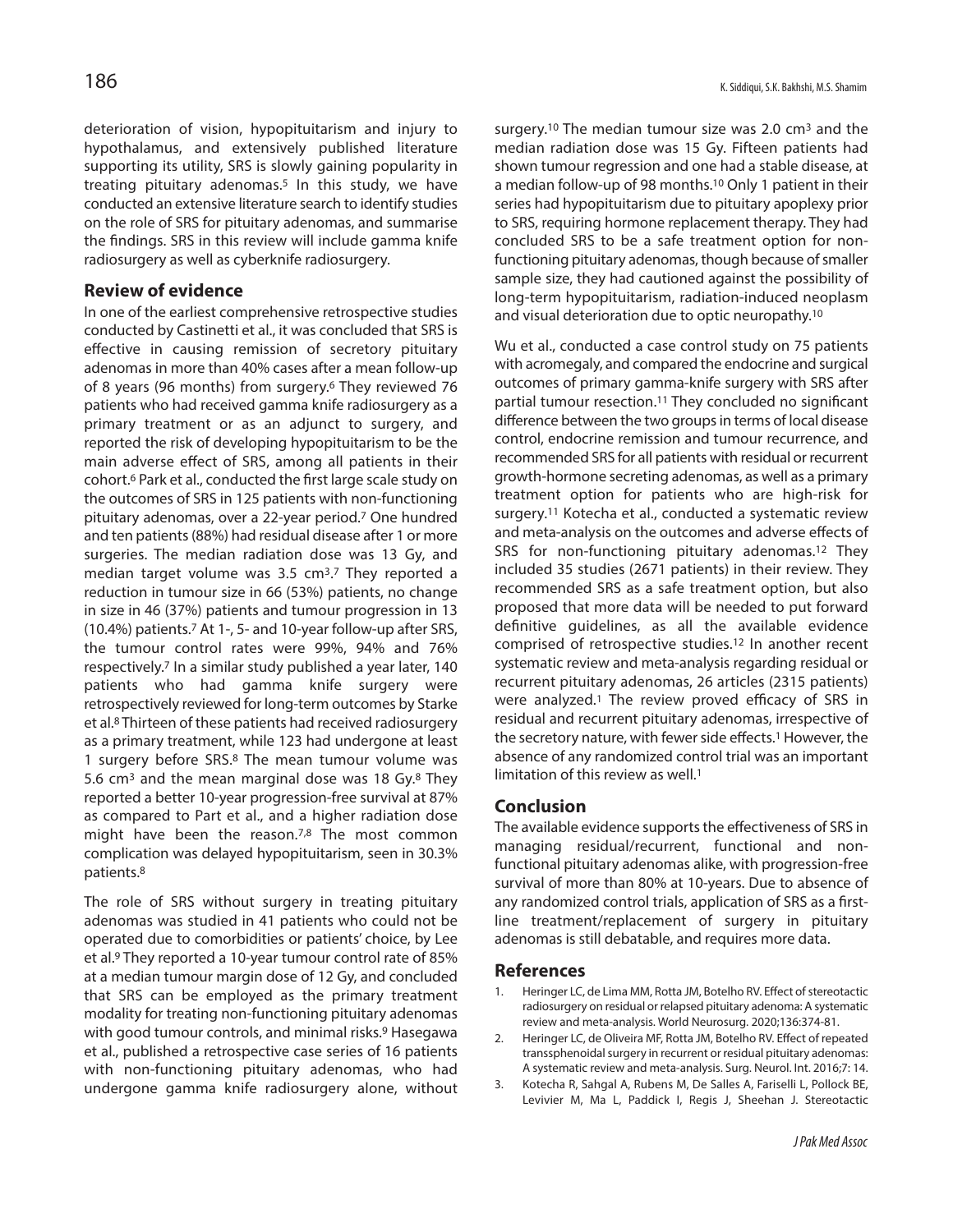deterioration of vision, hypopituitarism and injury to hypothalamus, and extensively published literature supporting its utility, SRS is slowly gaining popularity in treating pituitary adenomas.[5] In this study, we have conducted an extensive literature search to identify studies on the role of SRS for pituitary adenomas, and summarise the findings. SRS in this review will include gamma knife radiosurgery as well as cyberknife radiosurgery.

## Review of evidence

In one of the earliest comprehensive retrospective studies conducted by Castinetti et al., it was concluded that SRS is effective in causing remission of secretory pituitary adenomas in more than 40% cases after a mean follow-up of 8 years (96 months) from surgery.[6] They reviewed 76 patients who had received gamma knife radiosurgery as a primary treatment or as an adjunct to surgery, and reported the risk of developing hypopituitarism to be the main adverse effect of SRS, among all patients in their cohort.[6] Park et al., conducted the first large scale study on the outcomes of SRS in 125 patients with non-functioning pituitary adenomas, over a 22-year period.[7] One hundred and ten patients (88%) had residual disease after 1 or more surgeries. The median radiation dose was 13 Gy, and median target volume was 3.5 cm$^3$.[7] They reported a reduction in tumour size in 66 (53%) patients, no change in size in 46 (37%) patients and tumour progression in 13 (10.4%) patients.[7] At 1-, 5- and 10-year follow-up after SRS, the tumour control rates were 99%, 94% and 76% respectively.[7] In a similar study published a year later, 140 patients who had gamma knife surgery were retrospectively reviewed for long-term outcomes by Starke et al.[8] Thirteen of these patients had received radiosurgery as a primary treatment, while 123 had undergone at least 1 surgery before SRS.[8] The mean tumour volume was 5.6 cm$^3$ and the mean marginal dose was 18 Gy.[8] They reported a better 10-year progression-free survival at 87% as compared to Part et al., and a higher radiation dose might have been the reason.[7,8] The most common complication was delayed hypopituitarism, seen in 30.3% patients.[8]

The role of SRS without surgery in treating pituitary adenomas was studied in 41 patients who could not be operated due to comorbidities or patients' choice, by Lee et al.[9] They reported a 10-year tumour control rate of 85% at a median tumour margin dose of 12 Gy, and concluded that SRS can be employed as the primary treatment modality for treating non-functioning pituitary adenomas with good tumour controls, and minimal risks.[9] Hasegawa et al., published a retrospective case series of 16 patients with non-functioning pituitary adenomas, who had undergone gamma knife radiosurgery alone, without surgery.[10] The median tumour size was 2.0 cm$^3$ and the median radiation dose was 15 Gy. Fifteen patients had shown tumour regression and one had a stable disease, at a median follow-up of 98 months.[10] Only 1 patient in their series had hypopituitarism due to pituitary apoplexy prior to SRS, requiring hormone replacement therapy. They had concluded SRS to be a safe treatment option for non-functioning pituitary adenomas, though because of smaller sample size, they had cautioned against the possibility of long-term hypopituitarism, radiation-induced neoplasm and visual deterioration due to optic neuropathy.[10]

Wu et al., conducted a case control study on 75 patients with acromegaly, and compared the endocrine and surgical outcomes of primary gamma-knife surgery with SRS after partial tumour resection.[11] They concluded no significant difference between the two groups in terms of local disease control, endocrine remission and tumour recurrence, and recommended SRS for all patients with residual or recurrent growth-hormone secreting adenomas, as well as a primary treatment option for patients who are high-risk for surgery.[11] Kotecha et al., conducted a systematic review and meta-analysis on the outcomes and adverse effects of SRS for non-functioning pituitary adenomas.[12] They included 35 studies (2671 patients) in their review. They recommended SRS as a safe treatment option, but also proposed that more data will be needed to put forward definitive guidelines, as all the available evidence comprised of retrospective studies.[12] In another recent systematic review and meta-analysis regarding residual or recurrent pituitary adenomas, 26 articles (2315 patients) were analyzed.[1] The review proved efficacy of SRS in residual and recurrent pituitary adenomas, irrespective of the secretory nature, with fewer side effects.[1] However, the absence of any randomized control trial was an important limitation of this review as well.[1]

## Conclusion

The available evidence supports the effectiveness of SRS in managing residual/recurrent, functional and non-functional pituitary adenomas alike, with progression-free survival of more than 80% at 10-years. Due to absence of any randomized control trials, application of SRS as a first-line treatment/replacement of surgery in pituitary adenomas is still debatable, and requires more data.

## References

1. Heringer LC, de Lima MM, Rotta JM, Botelho RV. Effect of stereotactic radiosurgery on residual or relapsed pituitary adenoma: A systematic review and meta-analysis. World Neurosurg. 2020;136:374-81.
2. Heringer LC, de Oliveira MF, Rotta JM, Botelho RV. Effect of repeated transsphenoidal surgery in recurrent or residual pituitary adenomas: A systematic review and meta-analysis. Surg. Neurol. Int. 2016;7: 14.
3. Kotecha R, Sahgal A, Rubens M, De Salles A, Fariselli L, Pollock BE, Levivier M, Ma L, Paddick I, Regis J, Sheehan J. Stereotactic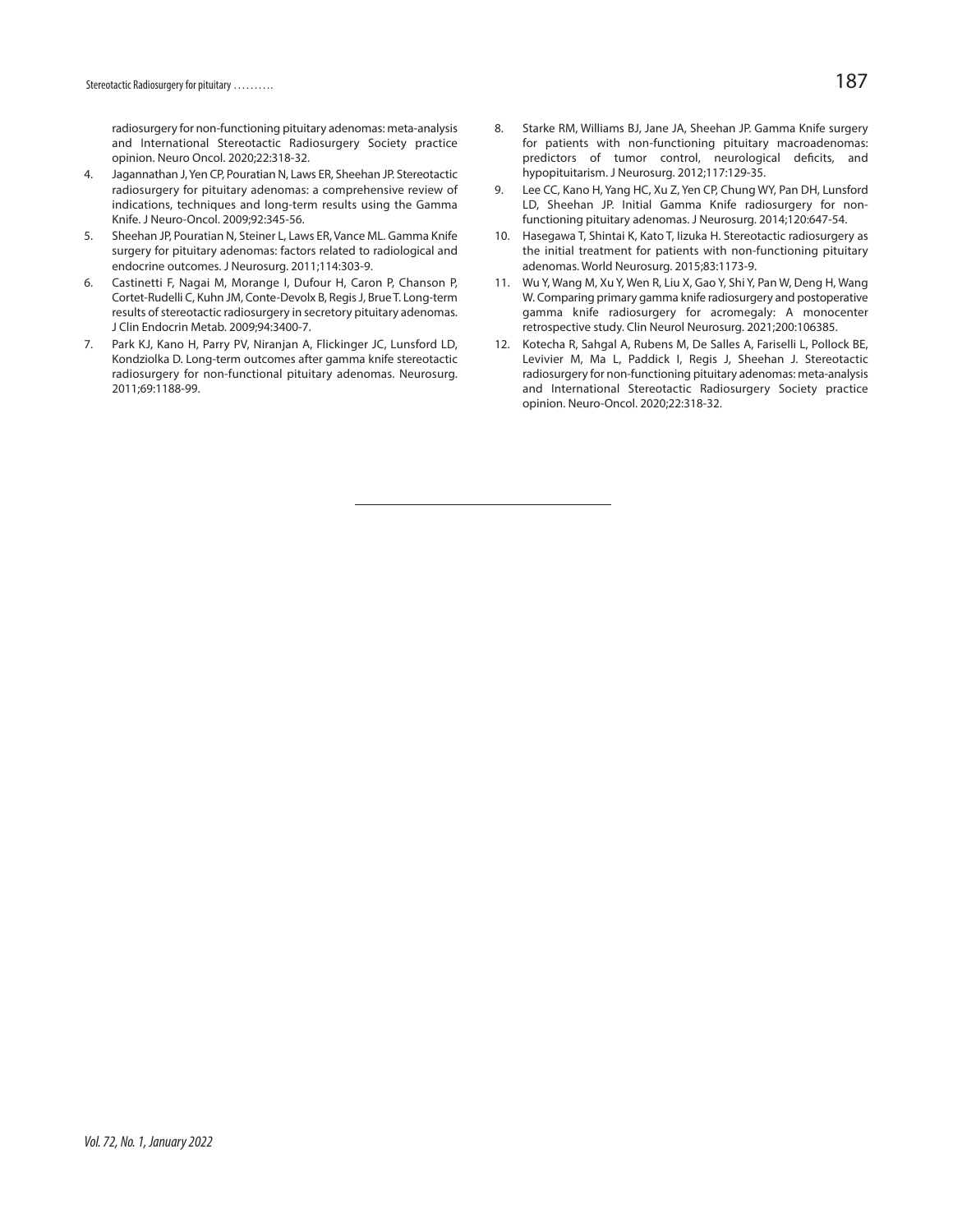radiosurgery for non-functioning pituitary adenomas: meta-analysis and International Stereotactic Radiosurgery Society practice opinion. Neuro Oncol. 2020;22:318-32.

4. Jagannathan J, Yen CP, Pouratian N, Laws ER, Sheehan JP. Stereotactic radiosurgery for pituitary adenomas: a comprehensive review of indications, techniques and long-term results using the Gamma Knife. J Neuro-Oncol. 2009;92:345-56.
5. Sheehan JP, Pouratian N, Steiner L, Laws ER, Vance ML. Gamma Knife surgery for pituitary adenomas: factors related to radiological and endocrine outcomes. J Neurosurg. 2011;114:303-9.
6. Castinetti F, Nagai M, Morange I, Dufour H, Caron P, Chanson P, Cortet-Rudelli C, Kuhn JM, Conte-Devolx B, Regis J, Brue T. Long-term results of stereotactic radiosurgery in secretory pituitary adenomas. J Clin Endocrin Metab. 2009;94:3400-7.
7. Park KJ, Kano H, Parry PV, Niranjan A, Flickinger JC, Lunsford LD, Kondziolka D. Long-term outcomes after gamma knife stereotactic radiosurgery for non-functional pituitary adenomas. Neurosurg. 2011;69:1188-99.
8. Starke RM, Williams BJ, Jane JA, Sheehan JP. Gamma Knife surgery for patients with non-functioning pituitary macroadenomas: predictors of tumor control, neurological deficits, and hypopituitarism. J Neurosurg. 2012;117:129-35.
9. Lee CC, Kano H, Yang HC, Xu Z, Yen CP, Chung WY, Pan DH, Lunsford LD, Sheehan JP. Initial Gamma Knife radiosurgery for non-functioning pituitary adenomas. J Neurosurg. 2014;120:647-54.
10. Hasegawa T, Shintai K, Kato T, Iizuka H. Stereotactic radiosurgery as the initial treatment for patients with non-functioning pituitary adenomas. World Neurosurg. 2015;83:1173-9.
11. Wu Y, Wang M, Xu Y, Wen R, Liu X, Gao Y, Shi Y, Pan W, Deng H, Wang W. Comparing primary gamma knife radiosurgery and postoperative gamma knife radiosurgery for acromegaly: A monocenter retrospective study. Clin Neurol Neurosurg. 2021;200:106385.
12. Kotecha R, Sahgal A, Rubens M, De Salles A, Fariselli L, Pollock BE, Levivier M, Ma L, Paddick I, Regis J, Sheehan J. Stereotactic radiosurgery for non-functioning pituitary adenomas: meta-analysis and International Stereotactic Radiosurgery Society practice opinion. Neuro-Oncol. 2020;22:318-32.